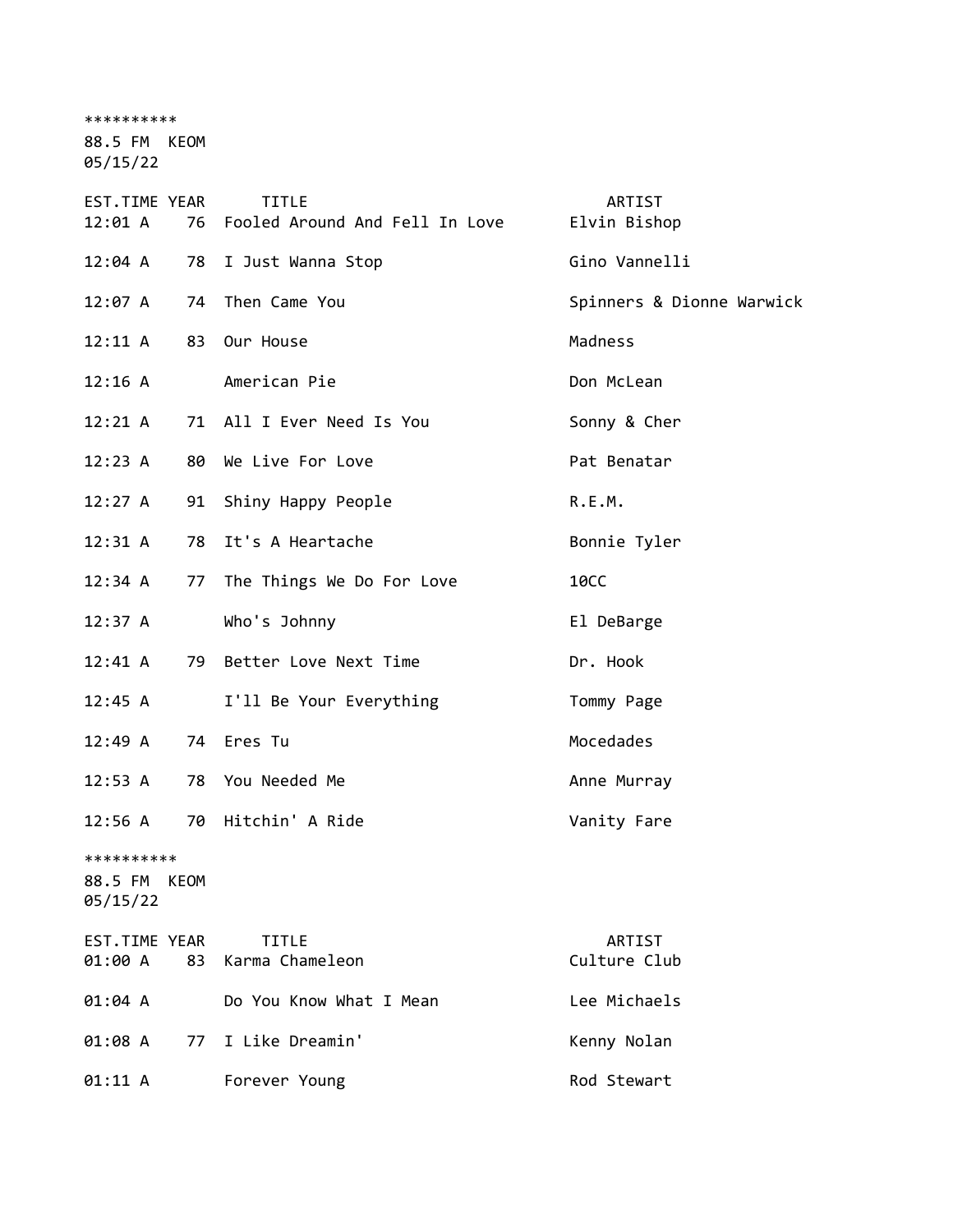**********

88.5 FM KEOM

05/15/22

| EST.TIME | YEAR | TITLE | ARTIST |
|---|---|---|---|
| 12:01 A | 76 | Fooled Around And Fell In Love | Elvin Bishop |
| 12:04 A | 78 | I Just Wanna Stop | Gino Vannelli |
| 12:07 A | 74 | Then Came You | Spinners & Dionne Warwick |
| 12:11 A | 83 | Our House | Madness |
| 12:16 A | | American Pie | Don McLean |
| 12:21 A | 71 | All I Ever Need Is You | Sonny & Cher |
| 12:23 A | 80 | We Live For Love | Pat Benatar |
| 12:27 A | 91 | Shiny Happy People | R.E.M. |
| 12:31 A | 78 | It's A Heartache | Bonnie Tyler |
| 12:34 A | 77 | The Things We Do For Love | 10CC |
| 12:37 A | | Who's Johnny | El DeBarge |
| 12:41 A | 79 | Better Love Next Time | Dr. Hook |
| 12:45 A | | I'll Be Your Everything | Tommy Page |
| 12:49 A | 74 | Eres Tu | Mocedades |
| 12:53 A | 78 | You Needed Me | Anne Murray |
| 12:56 A | 70 | Hitchin' A Ride | Vanity Fare |

**********

88.5 FM KEOM

05/15/22

| EST.TIME | YEAR | TITLE | ARTIST |
|---|---|---|---|
| 01:00 A | 83 | Karma Chameleon | Culture Club |
| 01:04 A | | Do You Know What I Mean | Lee Michaels |
| 01:08 A | 77 | I Like Dreamin' | Kenny Nolan |
| 01:11 A | | Forever Young | Rod Stewart |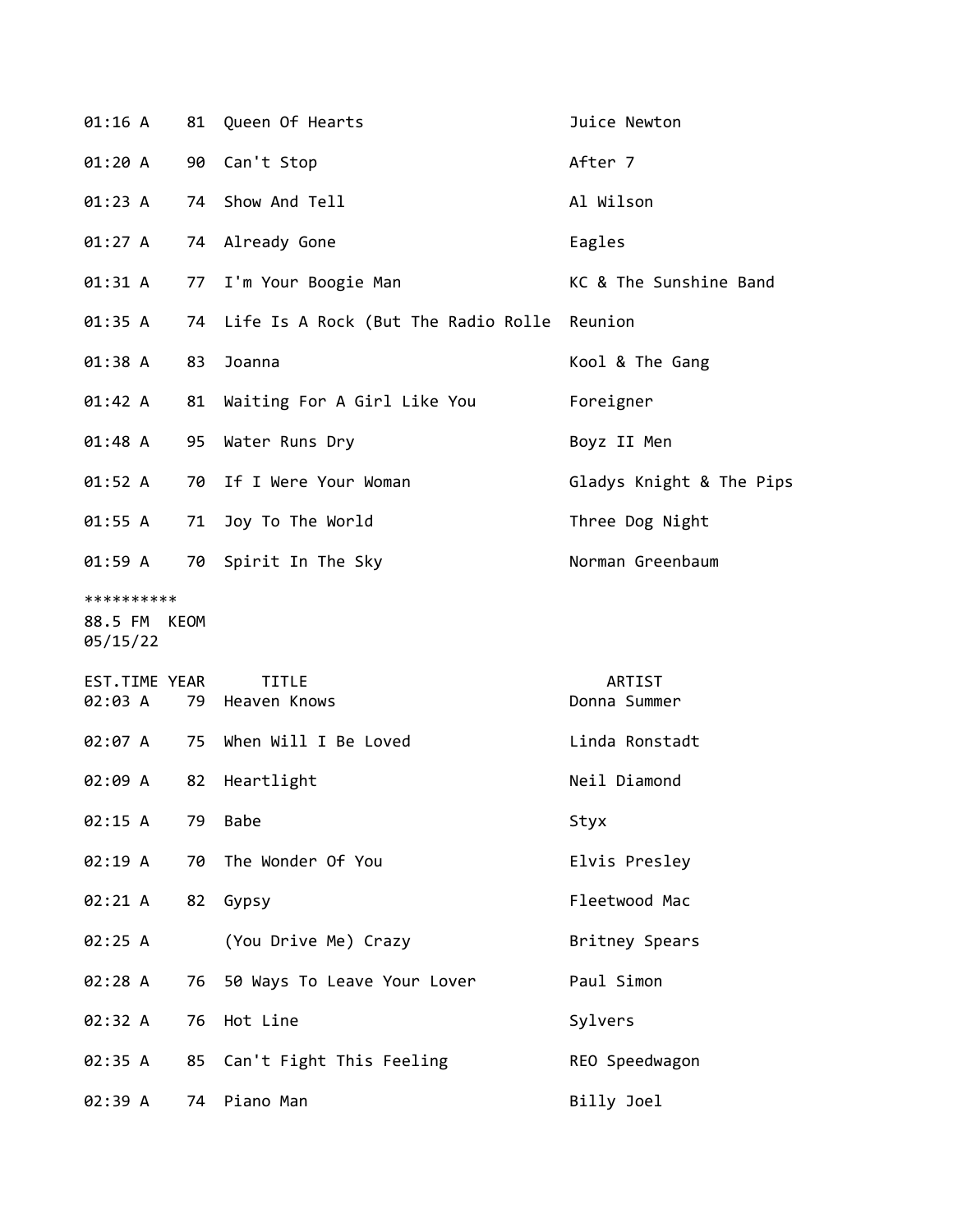| EST.TIME | YEAR | TITLE | ARTIST |
|---|---|---|---|
| 01:16 A | 81 | Queen Of Hearts | Juice Newton |
| 01:20 A | 90 | Can't Stop | After 7 |
| 01:23 A | 74 | Show And Tell | Al Wilson |
| 01:27 A | 74 | Already Gone | Eagles |
| 01:31 A | 77 | I'm Your Boogie Man | KC & The Sunshine Band |
| 01:35 A | 74 | Life Is A Rock (But The Radio Rolle | Reunion |
| 01:38 A | 83 | Joanna | Kool & The Gang |
| 01:42 A | 81 | Waiting For A Girl Like You | Foreigner |
| 01:48 A | 95 | Water Runs Dry | Boyz II Men |
| 01:52 A | 70 | If I Were Your Woman | Gladys Knight & The Pips |
| 01:55 A | 71 | Joy To The World | Three Dog Night |
| 01:59 A | 70 | Spirit In The Sky | Norman Greenbaum |

**********
88.5 FM KEOM
05/15/22

| EST.TIME | YEAR | TITLE | ARTIST |
|---|---|---|---|
| 02:03 A | 79 | Heaven Knows | Donna Summer |
| 02:07 A | 75 | When Will I Be Loved | Linda Ronstadt |
| 02:09 A | 82 | Heartlight | Neil Diamond |
| 02:15 A | 79 | Babe | Styx |
| 02:19 A | 70 | The Wonder Of You | Elvis Presley |
| 02:21 A | 82 | Gypsy | Fleetwood Mac |
| 02:25 A | | (You Drive Me) Crazy | Britney Spears |
| 02:28 A | 76 | 50 Ways To Leave Your Lover | Paul Simon |
| 02:32 A | 76 | Hot Line | Sylvers |
| 02:35 A | 85 | Can't Fight This Feeling | REO Speedwagon |
| 02:39 A | 74 | Piano Man | Billy Joel |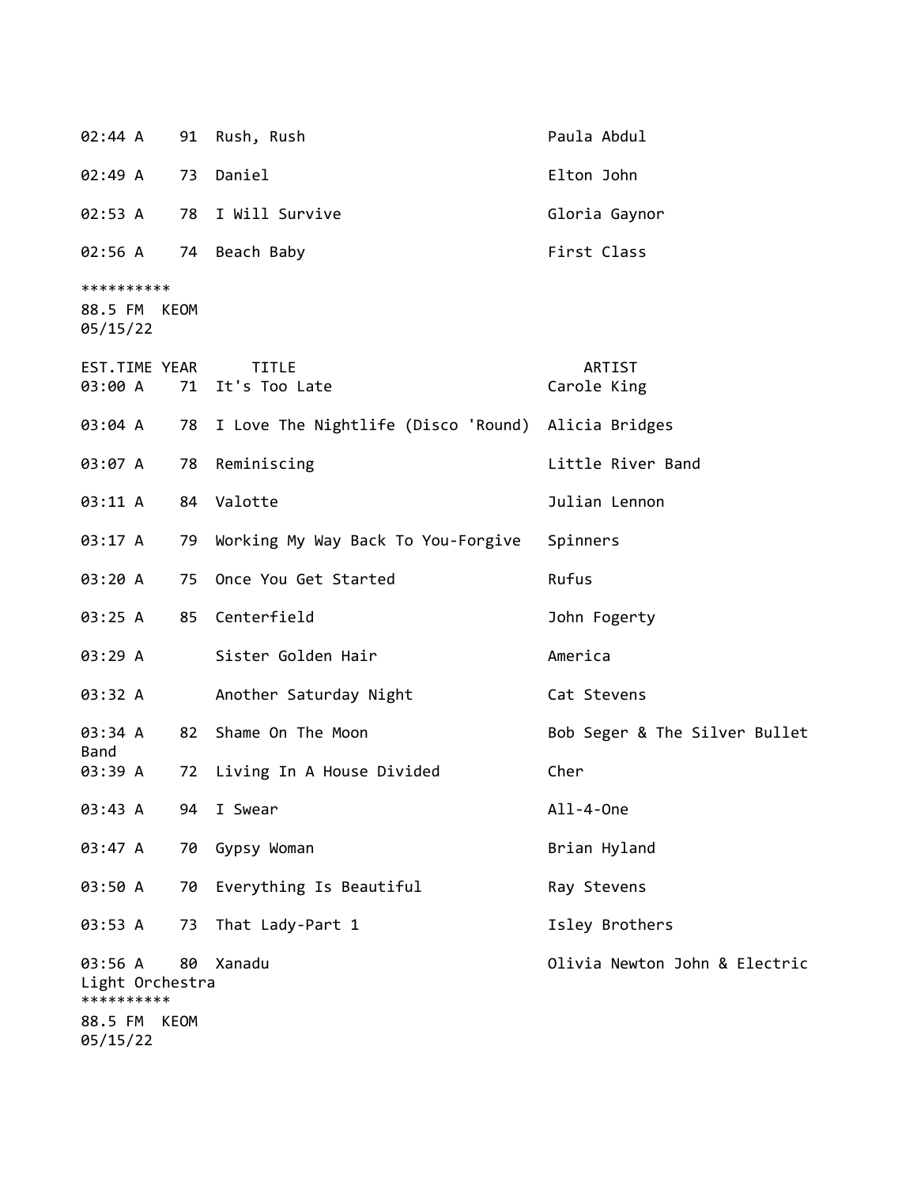| EST.TIME | YEAR | TITLE | ARTIST |
|---|---|---|---|
| 02:44 A | 91 | Rush, Rush | Paula Abdul |
| 02:49 A | 73 | Daniel | Elton John |
| 02:53 A | 78 | I Will Survive | Gloria Gaynor |
| 02:56 A | 74 | Beach Baby | First Class |

**********
88.5 FM KEOM
05/15/22

| EST.TIME | YEAR | TITLE | ARTIST |
|---|---|---|---|
| 03:00 A | 71 | It's Too Late | Carole King |
| 03:04 A | 78 | I Love The Nightlife (Disco 'Round) | Alicia Bridges |
| 03:07 A | 78 | Reminiscing | Little River Band |
| 03:11 A | 84 | Valotte | Julian Lennon |
| 03:17 A | 79 | Working My Way Back To You-Forgive | Spinners |
| 03:20 A | 75 | Once You Get Started | Rufus |
| 03:25 A | 85 | Centerfield | John Fogerty |
| 03:29 A | | Sister Golden Hair | America |
| 03:32 A | | Another Saturday Night | Cat Stevens |
| 03:34 A | 82 | Shame On The Moon | Bob Seger & The Silver Bullet Band |
| 03:39 A | 72 | Living In A House Divided | Cher |
| 03:43 A | 94 | I Swear | All-4-One |
| 03:47 A | 70 | Gypsy Woman | Brian Hyland |
| 03:50 A | 70 | Everything Is Beautiful | Ray Stevens |
| 03:53 A | 73 | That Lady-Part 1 | Isley Brothers |
| 03:56 A | 80 | Xanadu | Olivia Newton John & Electric Light Orchestra |

**********
88.5 FM KEOM
05/15/22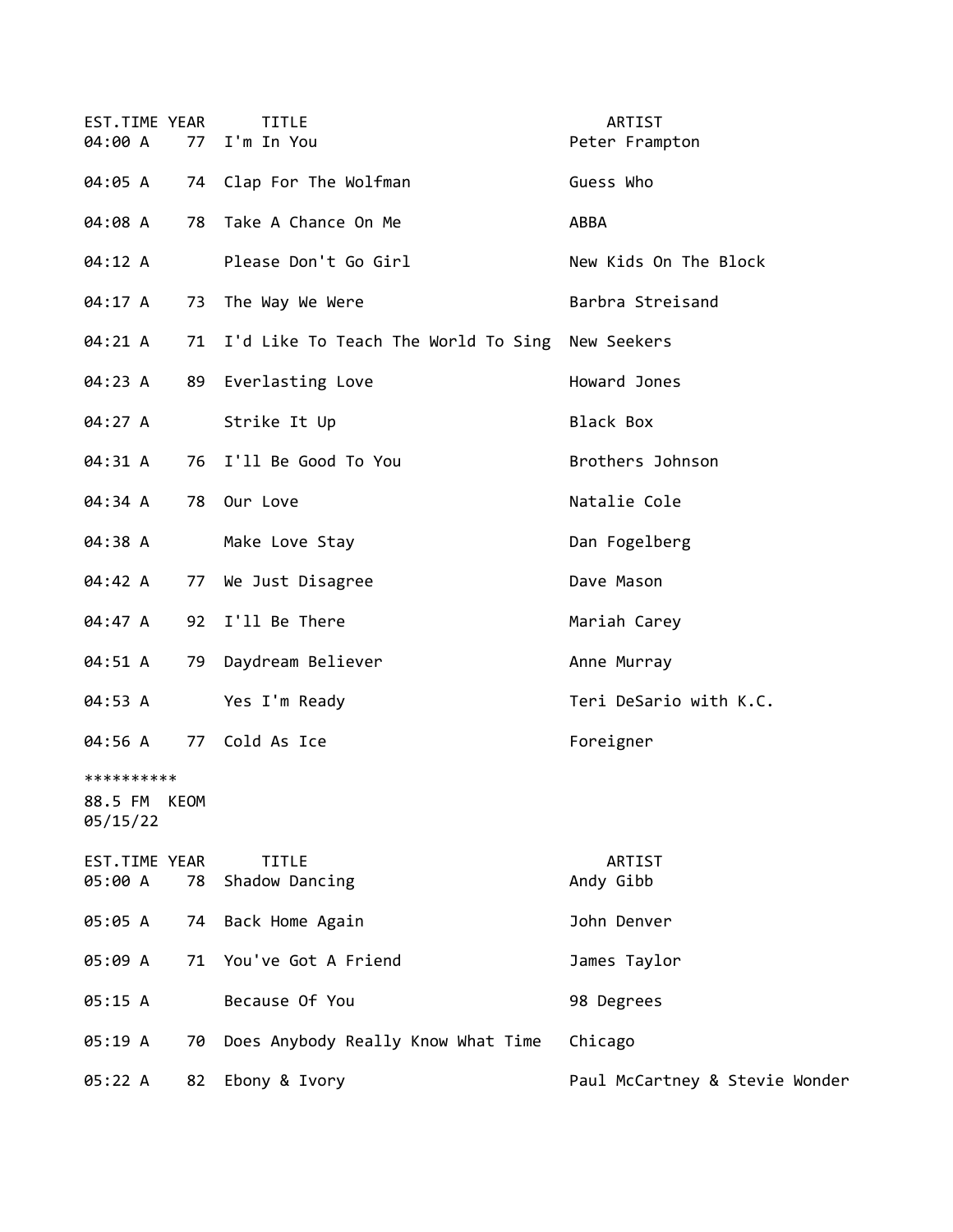| EST.TIME | YEAR | TITLE | ARTIST |
|---|---|---|---|
| 04:00 A | 77 | I'm In You | Peter Frampton |
| 04:05 A | 74 | Clap For The Wolfman | Guess Who |
| 04:08 A | 78 | Take A Chance On Me | ABBA |
| 04:12 A | | Please Don't Go Girl | New Kids On The Block |
| 04:17 A | 73 | The Way We Were | Barbra Streisand |
| 04:21 A | 71 | I'd Like To Teach The World To Sing | New Seekers |
| 04:23 A | 89 | Everlasting Love | Howard Jones |
| 04:27 A | | Strike It Up | Black Box |
| 04:31 A | 76 | I'll Be Good To You | Brothers Johnson |
| 04:34 A | 78 | Our Love | Natalie Cole |
| 04:38 A | | Make Love Stay | Dan Fogelberg |
| 04:42 A | 77 | We Just Disagree | Dave Mason |
| 04:47 A | 92 | I'll Be There | Mariah Carey |
| 04:51 A | 79 | Daydream Believer | Anne Murray |
| 04:53 A | | Yes I'm Ready | Teri DeSario with K.C. |
| 04:56 A | 77 | Cold As Ice | Foreigner |

**********
88.5 FM KEOM
05/15/22

| EST.TIME | YEAR | TITLE | ARTIST |
|---|---|---|---|
| 05:00 A | 78 | Shadow Dancing | Andy Gibb |
| 05:05 A | 74 | Back Home Again | John Denver |
| 05:09 A | 71 | You've Got A Friend | James Taylor |
| 05:15 A | | Because Of You | 98 Degrees |
| 05:19 A | 70 | Does Anybody Really Know What Time | Chicago |
| 05:22 A | 82 | Ebony & Ivory | Paul McCartney & Stevie Wonder |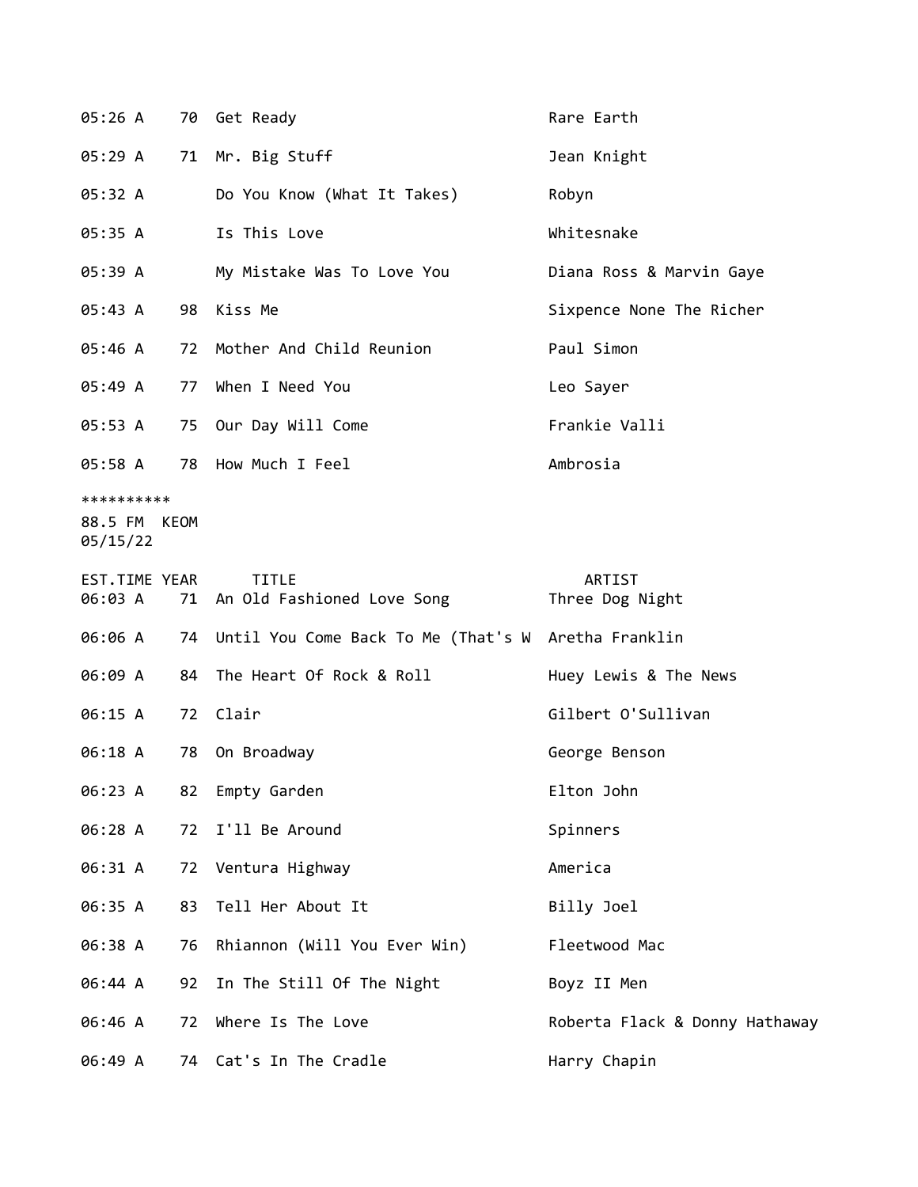| EST.TIME | YEAR | TITLE | ARTIST |
|---|---|---|---|
| 05:26 A | 70 | Get Ready | Rare Earth |
| 05:29 A | 71 | Mr. Big Stuff | Jean Knight |
| 05:32 A | | Do You Know (What It Takes) | Robyn |
| 05:35 A | | Is This Love | Whitesnake |
| 05:39 A | | My Mistake Was To Love You | Diana Ross & Marvin Gaye |
| 05:43 A | 98 | Kiss Me | Sixpence None The Richer |
| 05:46 A | 72 | Mother And Child Reunion | Paul Simon |
| 05:49 A | 77 | When I Need You | Leo Sayer |
| 05:53 A | 75 | Our Day Will Come | Frankie Valli |
| 05:58 A | 78 | How Much I Feel | Ambrosia |

**********
88.5 FM KEOM
05/15/22

| EST.TIME | YEAR | TITLE | ARTIST |
|---|---|---|---|
| 06:03 A | 71 | An Old Fashioned Love Song | Three Dog Night |
| 06:06 A | 74 | Until You Come Back To Me (That's W | Aretha Franklin |
| 06:09 A | 84 | The Heart Of Rock & Roll | Huey Lewis & The News |
| 06:15 A | 72 | Clair | Gilbert O'Sullivan |
| 06:18 A | 78 | On Broadway | George Benson |
| 06:23 A | 82 | Empty Garden | Elton John |
| 06:28 A | 72 | I'll Be Around | Spinners |
| 06:31 A | 72 | Ventura Highway | America |
| 06:35 A | 83 | Tell Her About It | Billy Joel |
| 06:38 A | 76 | Rhiannon (Will You Ever Win) | Fleetwood Mac |
| 06:44 A | 92 | In The Still Of The Night | Boyz II Men |
| 06:46 A | 72 | Where Is The Love | Roberta Flack & Donny Hathaway |
| 06:49 A | 74 | Cat's In The Cradle | Harry Chapin |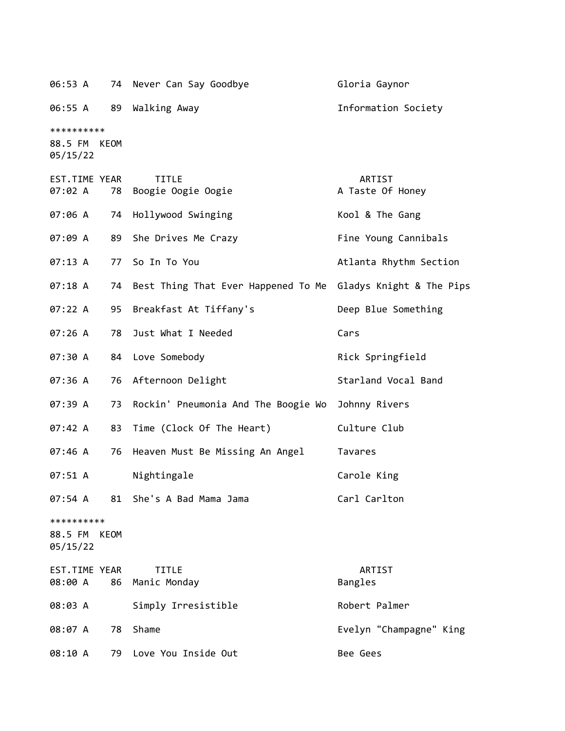| EST.TIME | YEAR | TITLE | ARTIST |
|---|---|---|---|
| 06:53 A | 74 | Never Can Say Goodbye | Gloria Gaynor |
| 06:55 A | 89 | Walking Away | Information Society |

**********
88.5 FM KEOM
05/15/22

| EST.TIME | YEAR | TITLE | ARTIST |
|---|---|---|---|
| 07:02 A | 78 | Boogie Oogie Oogie | A Taste Of Honey |
| 07:06 A | 74 | Hollywood Swinging | Kool & The Gang |
| 07:09 A | 89 | She Drives Me Crazy | Fine Young Cannibals |
| 07:13 A | 77 | So In To You | Atlanta Rhythm Section |
| 07:18 A | 74 | Best Thing That Ever Happened To Me | Gladys Knight & The Pips |
| 07:22 A | 95 | Breakfast At Tiffany's | Deep Blue Something |
| 07:26 A | 78 | Just What I Needed | Cars |
| 07:30 A | 84 | Love Somebody | Rick Springfield |
| 07:36 A | 76 | Afternoon Delight | Starland Vocal Band |
| 07:39 A | 73 | Rockin' Pneumonia And The Boogie Wo | Johnny Rivers |
| 07:42 A | 83 | Time (Clock Of The Heart) | Culture Club |
| 07:46 A | 76 | Heaven Must Be Missing An Angel | Tavares |
| 07:51 A | | Nightingale | Carole King |
| 07:54 A | 81 | She's A Bad Mama Jama | Carl Carlton |

**********
88.5 FM KEOM
05/15/22

| EST.TIME | YEAR | TITLE | ARTIST |
|---|---|---|---|
| 08:00 A | 86 | Manic Monday | Bangles |
| 08:03 A | | Simply Irresistible | Robert Palmer |
| 08:07 A | 78 | Shame | Evelyn "Champagne" King |
| 08:10 A | 79 | Love You Inside Out | Bee Gees |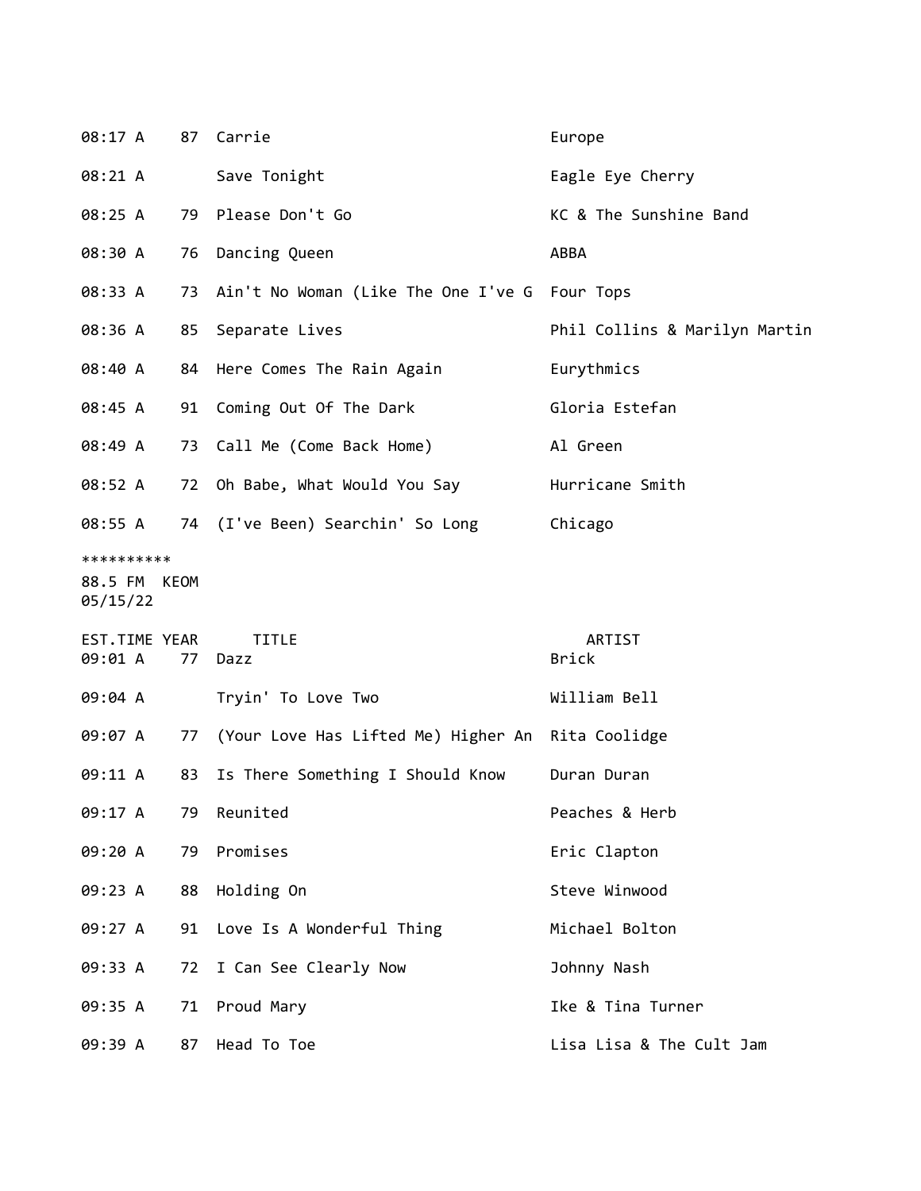| EST.TIME | YEAR | TITLE | ARTIST |
|---|---|---|---|
| 08:17 A | 87 | Carrie | Europe |
| 08:21 A | | Save Tonight | Eagle Eye Cherry |
| 08:25 A | 79 | Please Don't Go | KC & The Sunshine Band |
| 08:30 A | 76 | Dancing Queen | ABBA |
| 08:33 A | 73 | Ain't No Woman (Like The One I've G | Four Tops |
| 08:36 A | 85 | Separate Lives | Phil Collins & Marilyn Martin |
| 08:40 A | 84 | Here Comes The Rain Again | Eurythmics |
| 08:45 A | 91 | Coming Out Of The Dark | Gloria Estefan |
| 08:49 A | 73 | Call Me (Come Back Home) | Al Green |
| 08:52 A | 72 | Oh Babe, What Would You Say | Hurricane Smith |
| 08:55 A | 74 | (I've Been) Searchin' So Long | Chicago |

**********

88.5 FM KEOM

05/15/22

| EST.TIME | YEAR | TITLE | ARTIST |
|---|---|---|---|
| 09:01 A | 77 | Dazz | Brick |
| 09:04 A | | Tryin' To Love Two | William Bell |
| 09:07 A | 77 | (Your Love Has Lifted Me) Higher An | Rita Coolidge |
| 09:11 A | 83 | Is There Something I Should Know | Duran Duran |
| 09:17 A | 79 | Reunited | Peaches & Herb |
| 09:20 A | 79 | Promises | Eric Clapton |
| 09:23 A | 88 | Holding On | Steve Winwood |
| 09:27 A | 91 | Love Is A Wonderful Thing | Michael Bolton |
| 09:33 A | 72 | I Can See Clearly Now | Johnny Nash |
| 09:35 A | 71 | Proud Mary | Ike & Tina Turner |
| 09:39 A | 87 | Head To Toe | Lisa Lisa & The Cult Jam |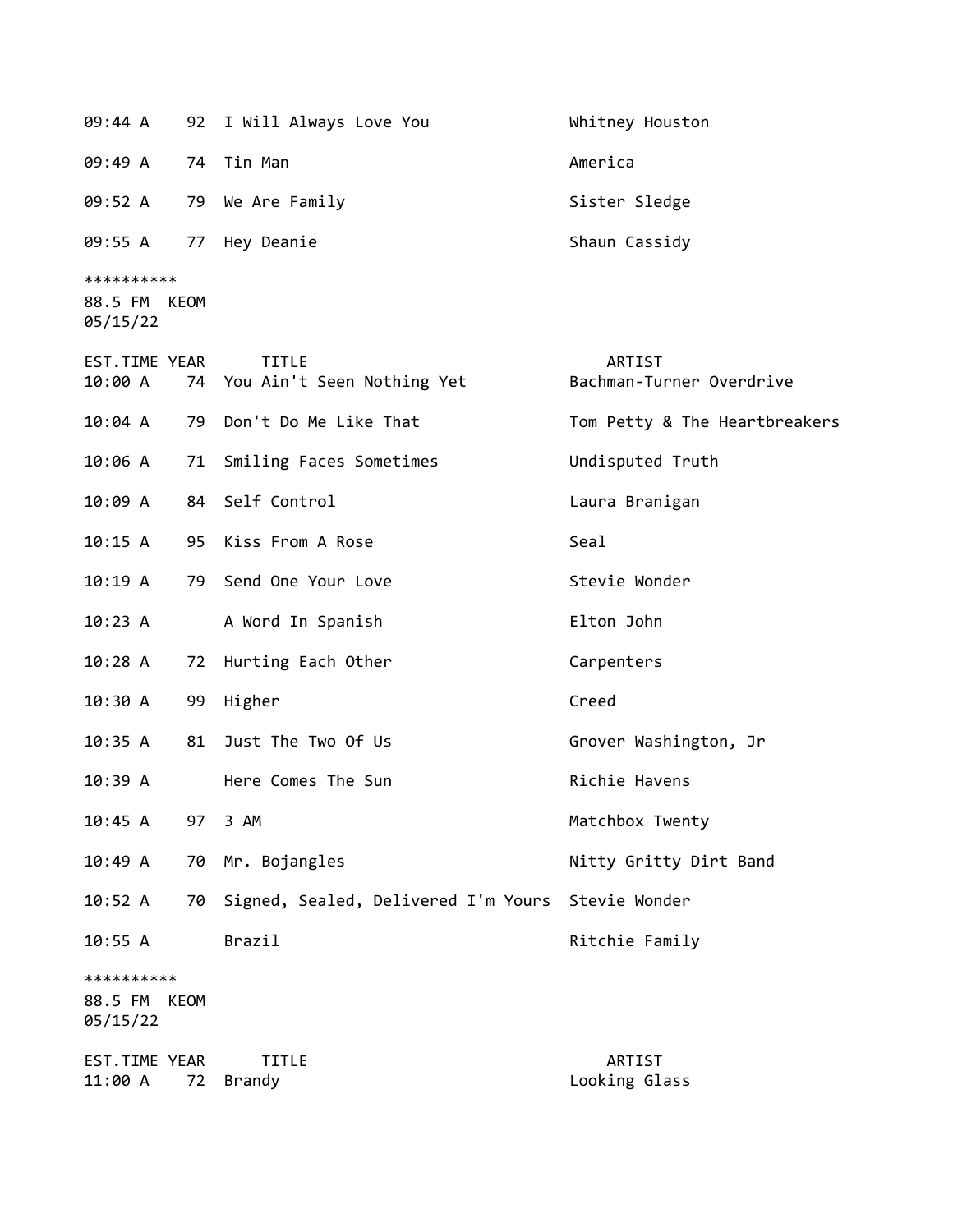| EST.TIME | YEAR | TITLE | ARTIST |
|---|---|---|---|
| 09:44 A | 92 | I Will Always Love You | Whitney Houston |
| 09:49 A | 74 | Tin Man | America |
| 09:52 A | 79 | We Are Family | Sister Sledge |
| 09:55 A | 77 | Hey Deanie | Shaun Cassidy |

**********
88.5 FM  KEOM
05/15/22

| EST.TIME | YEAR | TITLE | ARTIST |
|---|---|---|---|
| 10:00 A | 74 | You Ain't Seen Nothing Yet | Bachman-Turner Overdrive |
| 10:04 A | 79 | Don't Do Me Like That | Tom Petty & The Heartbreakers |
| 10:06 A | 71 | Smiling Faces Sometimes | Undisputed Truth |
| 10:09 A | 84 | Self Control | Laura Branigan |
| 10:15 A | 95 | Kiss From A Rose | Seal |
| 10:19 A | 79 | Send One Your Love | Stevie Wonder |
| 10:23 A | | A Word In Spanish | Elton John |
| 10:28 A | 72 | Hurting Each Other | Carpenters |
| 10:30 A | 99 | Higher | Creed |
| 10:35 A | 81 | Just The Two Of Us | Grover Washington, Jr |
| 10:39 A | | Here Comes The Sun | Richie Havens |
| 10:45 A | 97 | 3 AM | Matchbox Twenty |
| 10:49 A | 70 | Mr. Bojangles | Nitty Gritty Dirt Band |
| 10:52 A | 70 | Signed, Sealed, Delivered I'm Yours | Stevie Wonder |
| 10:55 A | | Brazil | Ritchie Family |

**********
88.5 FM  KEOM
05/15/22

| EST.TIME | YEAR | TITLE | ARTIST |
|---|---|---|---|
| 11:00 A | 72 | Brandy | Looking Glass |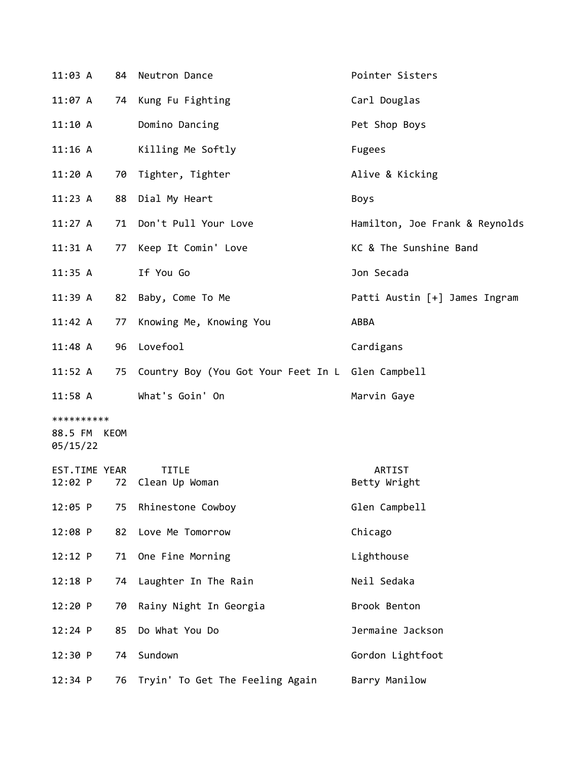| EST.TIME | YEAR | TITLE | ARTIST |
|---|---|---|---|
| 11:03 A | 84 | Neutron Dance | Pointer Sisters |
| 11:07 A | 74 | Kung Fu Fighting | Carl Douglas |
| 11:10 A | | Domino Dancing | Pet Shop Boys |
| 11:16 A | | Killing Me Softly | Fugees |
| 11:20 A | 70 | Tighter, Tighter | Alive & Kicking |
| 11:23 A | 88 | Dial My Heart | Boys |
| 11:27 A | 71 | Don't Pull Your Love | Hamilton, Joe Frank & Reynolds |
| 11:31 A | 77 | Keep It Comin' Love | KC & The Sunshine Band |
| 11:35 A | | If You Go | Jon Secada |
| 11:39 A | 82 | Baby, Come To Me | Patti Austin [+] James Ingram |
| 11:42 A | 77 | Knowing Me, Knowing You | ABBA |
| 11:48 A | 96 | Lovefool | Cardigans |
| 11:52 A | 75 | Country Boy (You Got Your Feet In L | Glen Campbell |
| 11:58 A | | What's Goin' On | Marvin Gaye |

**********
88.5 FM KEOM
05/15/22

| EST.TIME | YEAR | TITLE | ARTIST |
|---|---|---|---|
| 12:02 P | 72 | Clean Up Woman | Betty Wright |
| 12:05 P | 75 | Rhinestone Cowboy | Glen Campbell |
| 12:08 P | 82 | Love Me Tomorrow | Chicago |
| 12:12 P | 71 | One Fine Morning | Lighthouse |
| 12:18 P | 74 | Laughter In The Rain | Neil Sedaka |
| 12:20 P | 70 | Rainy Night In Georgia | Brook Benton |
| 12:24 P | 85 | Do What You Do | Jermaine Jackson |
| 12:30 P | 74 | Sundown | Gordon Lightfoot |
| 12:34 P | 76 | Tryin' To Get The Feeling Again | Barry Manilow |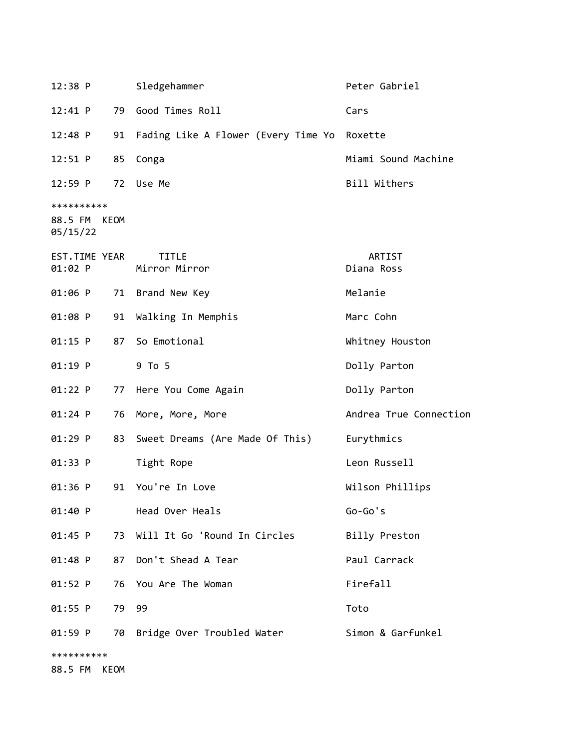| | | | |
|---|---|---|---|
| 12:38 P | | Sledgehammer | Peter Gabriel |
| 12:41 P | 79 | Good Times Roll | Cars |
| 12:48 P | 91 | Fading Like A Flower (Every Time Yo | Roxette |
| 12:51 P | 85 | Conga | Miami Sound Machine |
| 12:59 P | 72 | Use Me | Bill Withers |

**********
88.5 FM  KEOM
05/15/22

| EST.TIME | YEAR | TITLE | ARTIST |
|---|---|---|---|
| 01:02 P | | Mirror Mirror | Diana Ross |
| 01:06 P | 71 | Brand New Key | Melanie |
| 01:08 P | 91 | Walking In Memphis | Marc Cohn |
| 01:15 P | 87 | So Emotional | Whitney Houston |
| 01:19 P | | 9 To 5 | Dolly Parton |
| 01:22 P | 77 | Here You Come Again | Dolly Parton |
| 01:24 P | 76 | More, More, More | Andrea True Connection |
| 01:29 P | 83 | Sweet Dreams (Are Made Of This) | Eurythmics |
| 01:33 P | | Tight Rope | Leon Russell |
| 01:36 P | 91 | You're In Love | Wilson Phillips |
| 01:40 P | | Head Over Heals | Go-Go's |
| 01:45 P | 73 | Will It Go 'Round In Circles | Billy Preston |
| 01:48 P | 87 | Don't Shead A Tear | Paul Carrack |
| 01:52 P | 76 | You Are The Woman | Firefall |
| 01:55 P | 79 | 99 | Toto |
| 01:59 P | 70 | Bridge Over Troubled Water | Simon & Garfunkel |

**********
88.5 FM  KEOM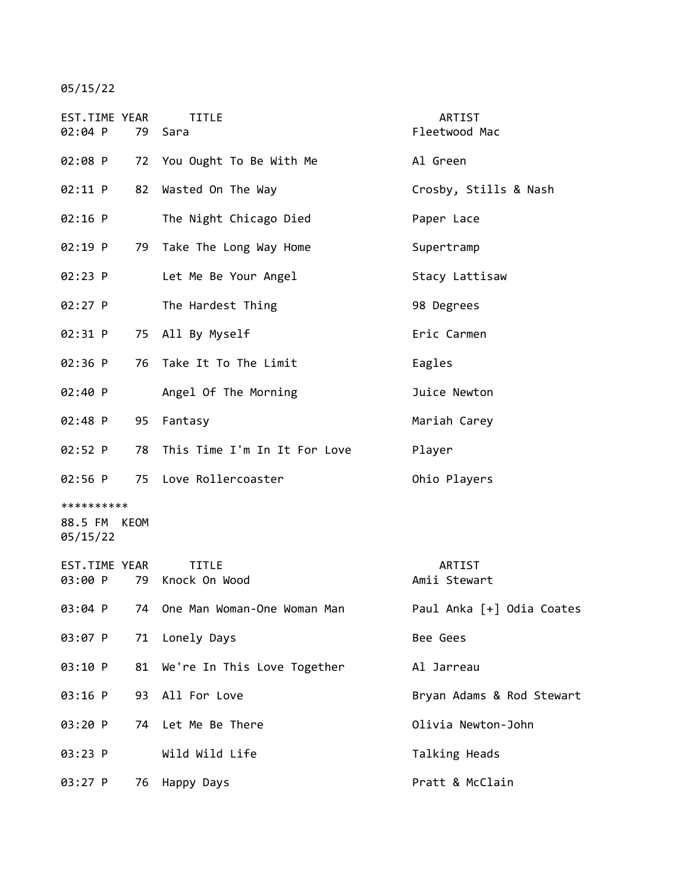05/15/22

| EST.TIME | YEAR | TITLE | ARTIST |
|---|---|---|---|
| 02:04 P | 79 | Sara | Fleetwood Mac |
| 02:08 P | 72 | You Ought To Be With Me | Al Green |
| 02:11 P | 82 | Wasted On The Way | Crosby, Stills & Nash |
| 02:16 P | | The Night Chicago Died | Paper Lace |
| 02:19 P | 79 | Take The Long Way Home | Supertramp |
| 02:23 P | | Let Me Be Your Angel | Stacy Lattisaw |
| 02:27 P | | The Hardest Thing | 98 Degrees |
| 02:31 P | 75 | All By Myself | Eric Carmen |
| 02:36 P | 76 | Take It To The Limit | Eagles |
| 02:40 P | | Angel Of The Morning | Juice Newton |
| 02:48 P | 95 | Fantasy | Mariah Carey |
| 02:52 P | 78 | This Time I'm In It For Love | Player |
| 02:56 P | 75 | Love Rollercoaster | Ohio Players |

**********

88.5 FM KEOM

05/15/22

| EST.TIME | YEAR | TITLE | ARTIST |
|---|---|---|---|
| 03:00 P | 79 | Knock On Wood | Amii Stewart |
| 03:04 P | 74 | One Man Woman-One Woman Man | Paul Anka [+] Odia Coates |
| 03:07 P | 71 | Lonely Days | Bee Gees |
| 03:10 P | 81 | We're In This Love Together | Al Jarreau |
| 03:16 P | 93 | All For Love | Bryan Adams & Rod Stewart |
| 03:20 P | 74 | Let Me Be There | Olivia Newton-John |
| 03:23 P | | Wild Wild Life | Talking Heads |
| 03:27 P | 76 | Happy Days | Pratt & McClain |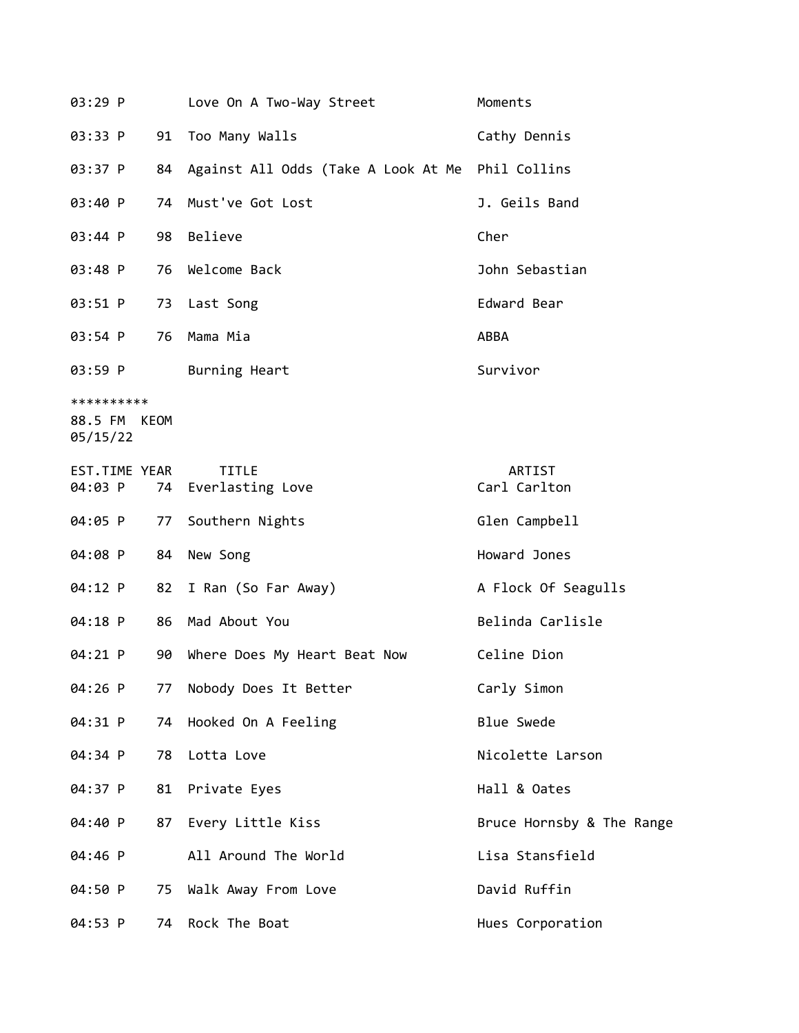| | | | |
|---|---|---|---|
| 03:29 P | | Love On A Two-Way Street | Moments |
| 03:33 P | 91 | Too Many Walls | Cathy Dennis |
| 03:37 P | 84 | Against All Odds (Take A Look At Me | Phil Collins |
| 03:40 P | 74 | Must've Got Lost | J. Geils Band |
| 03:44 P | 98 | Believe | Cher |
| 03:48 P | 76 | Welcome Back | John Sebastian |
| 03:51 P | 73 | Last Song | Edward Bear |
| 03:54 P | 76 | Mama Mia | ABBA |
| 03:59 P | | Burning Heart | Survivor |

**********
88.5 FM KEOM
05/15/22

| EST.TIME | YEAR | TITLE | ARTIST |
|---|---|---|---|
| 04:03 P | 74 | Everlasting Love | Carl Carlton |
| 04:05 P | 77 | Southern Nights | Glen Campbell |
| 04:08 P | 84 | New Song | Howard Jones |
| 04:12 P | 82 | I Ran (So Far Away) | A Flock Of Seagulls |
| 04:18 P | 86 | Mad About You | Belinda Carlisle |
| 04:21 P | 90 | Where Does My Heart Beat Now | Celine Dion |
| 04:26 P | 77 | Nobody Does It Better | Carly Simon |
| 04:31 P | 74 | Hooked On A Feeling | Blue Swede |
| 04:34 P | 78 | Lotta Love | Nicolette Larson |
| 04:37 P | 81 | Private Eyes | Hall & Oates |
| 04:40 P | 87 | Every Little Kiss | Bruce Hornsby & The Range |
| 04:46 P | | All Around The World | Lisa Stansfield |
| 04:50 P | 75 | Walk Away From Love | David Ruffin |
| 04:53 P | 74 | Rock The Boat | Hues Corporation |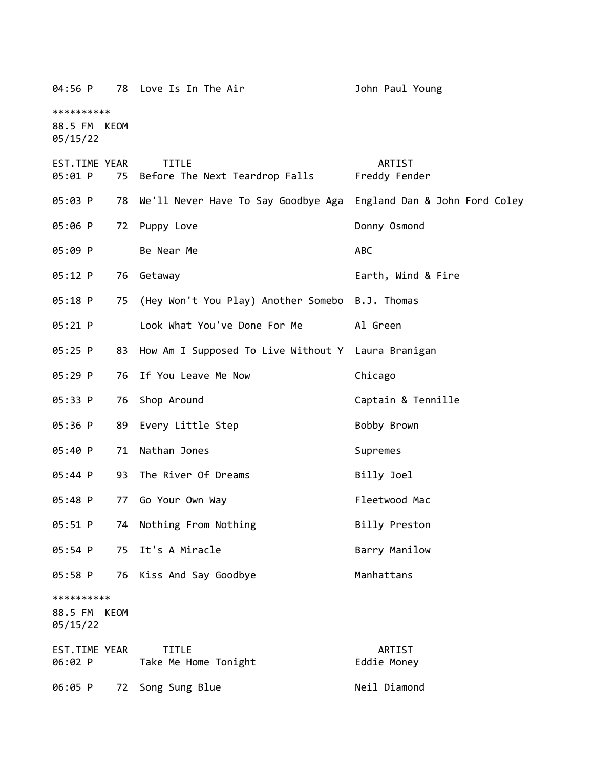| EST.TIME | YEAR | TITLE | ARTIST |
|---|---|---|---|
| 04:56 P | 78 | Love Is In The Air | John Paul Young |

**********
88.5 FM KEOM
05/15/22

| EST.TIME | YEAR | TITLE | ARTIST |
|---|---|---|---|
| 05:01 P | 75 | Before The Next Teardrop Falls | Freddy Fender |
| 05:03 P | 78 | We'll Never Have To Say Goodbye Aga | England Dan & John Ford Coley |
| 05:06 P | 72 | Puppy Love | Donny Osmond |
| 05:09 P | | Be Near Me | ABC |
| 05:12 P | 76 | Getaway | Earth, Wind & Fire |
| 05:18 P | 75 | (Hey Won't You Play) Another Somebo | B.J. Thomas |
| 05:21 P | | Look What You've Done For Me | Al Green |
| 05:25 P | 83 | How Am I Supposed To Live Without Y | Laura Branigan |
| 05:29 P | 76 | If You Leave Me Now | Chicago |
| 05:33 P | 76 | Shop Around | Captain & Tennille |
| 05:36 P | 89 | Every Little Step | Bobby Brown |
| 05:40 P | 71 | Nathan Jones | Supremes |
| 05:44 P | 93 | The River Of Dreams | Billy Joel |
| 05:48 P | 77 | Go Your Own Way | Fleetwood Mac |
| 05:51 P | 74 | Nothing From Nothing | Billy Preston |
| 05:54 P | 75 | It's A Miracle | Barry Manilow |
| 05:58 P | 76 | Kiss And Say Goodbye | Manhattans |

**********
88.5 FM KEOM
05/15/22

| EST.TIME | YEAR | TITLE | ARTIST |
|---|---|---|---|
| 06:02 P | | Take Me Home Tonight | Eddie Money |
| 06:05 P | 72 | Song Sung Blue | Neil Diamond |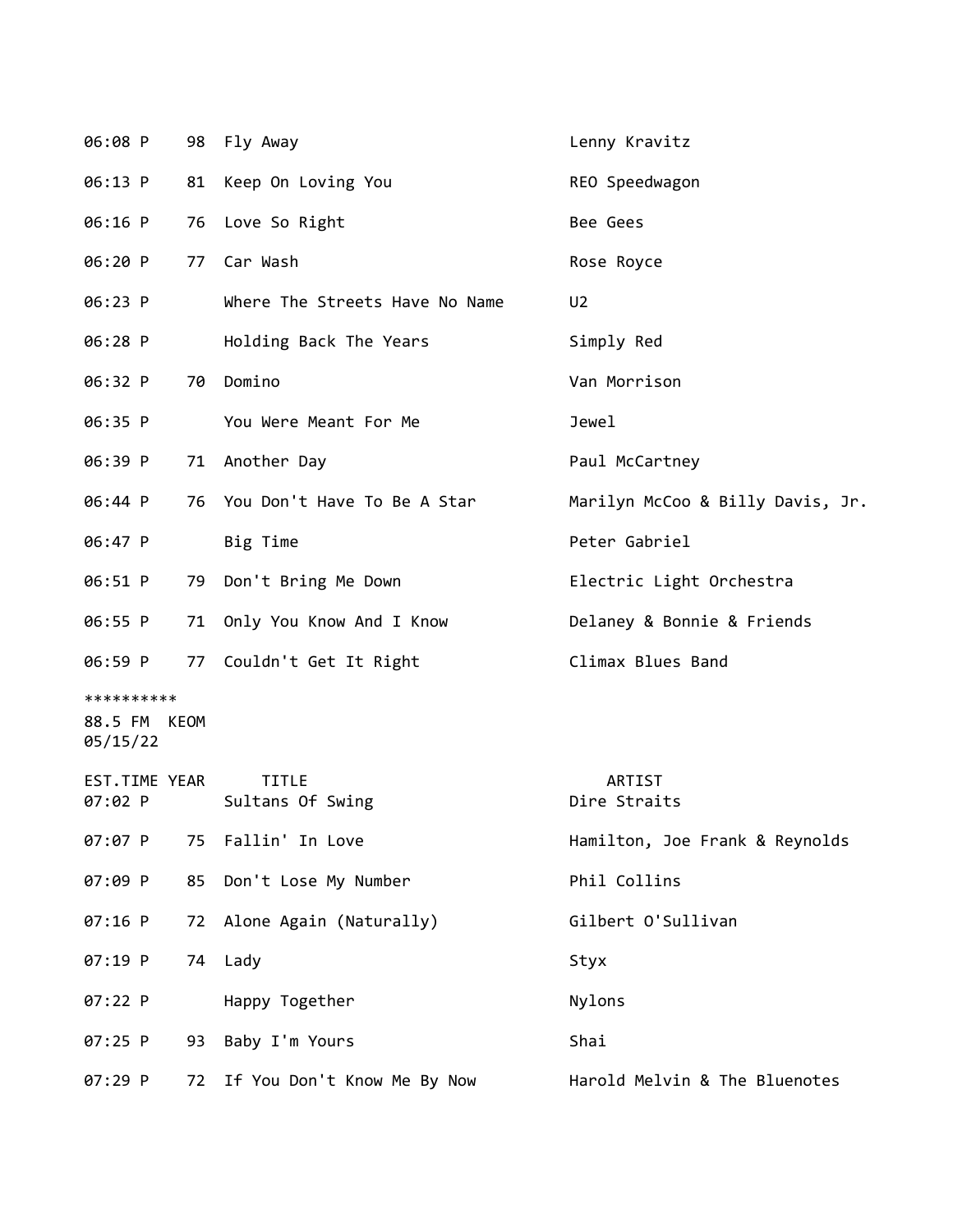| EST.TIME | YEAR | TITLE | ARTIST |
|---|---|---|---|
| 06:08 P | 98 | Fly Away | Lenny Kravitz |
| 06:13 P | 81 | Keep On Loving You | REO Speedwagon |
| 06:16 P | 76 | Love So Right | Bee Gees |
| 06:20 P | 77 | Car Wash | Rose Royce |
| 06:23 P | | Where The Streets Have No Name | U2 |
| 06:28 P | | Holding Back The Years | Simply Red |
| 06:32 P | 70 | Domino | Van Morrison |
| 06:35 P | | You Were Meant For Me | Jewel |
| 06:39 P | 71 | Another Day | Paul McCartney |
| 06:44 P | 76 | You Don't Have To Be A Star | Marilyn McCoo & Billy Davis, Jr. |
| 06:47 P | | Big Time | Peter Gabriel |
| 06:51 P | 79 | Don't Bring Me Down | Electric Light Orchestra |
| 06:55 P | 71 | Only You Know And I Know | Delaney & Bonnie & Friends |
| 06:59 P | 77 | Couldn't Get It Right | Climax Blues Band |

**********

88.5 FM KEOM
05/15/22

| EST.TIME | YEAR | TITLE | ARTIST |
|---|---|---|---|
| 07:02 P | | Sultans Of Swing | Dire Straits |
| 07:07 P | 75 | Fallin' In Love | Hamilton, Joe Frank & Reynolds |
| 07:09 P | 85 | Don't Lose My Number | Phil Collins |
| 07:16 P | 72 | Alone Again (Naturally) | Gilbert O'Sullivan |
| 07:19 P | 74 | Lady | Styx |
| 07:22 P | | Happy Together | Nylons |
| 07:25 P | 93 | Baby I'm Yours | Shai |
| 07:29 P | 72 | If You Don't Know Me By Now | Harold Melvin & The Bluenotes |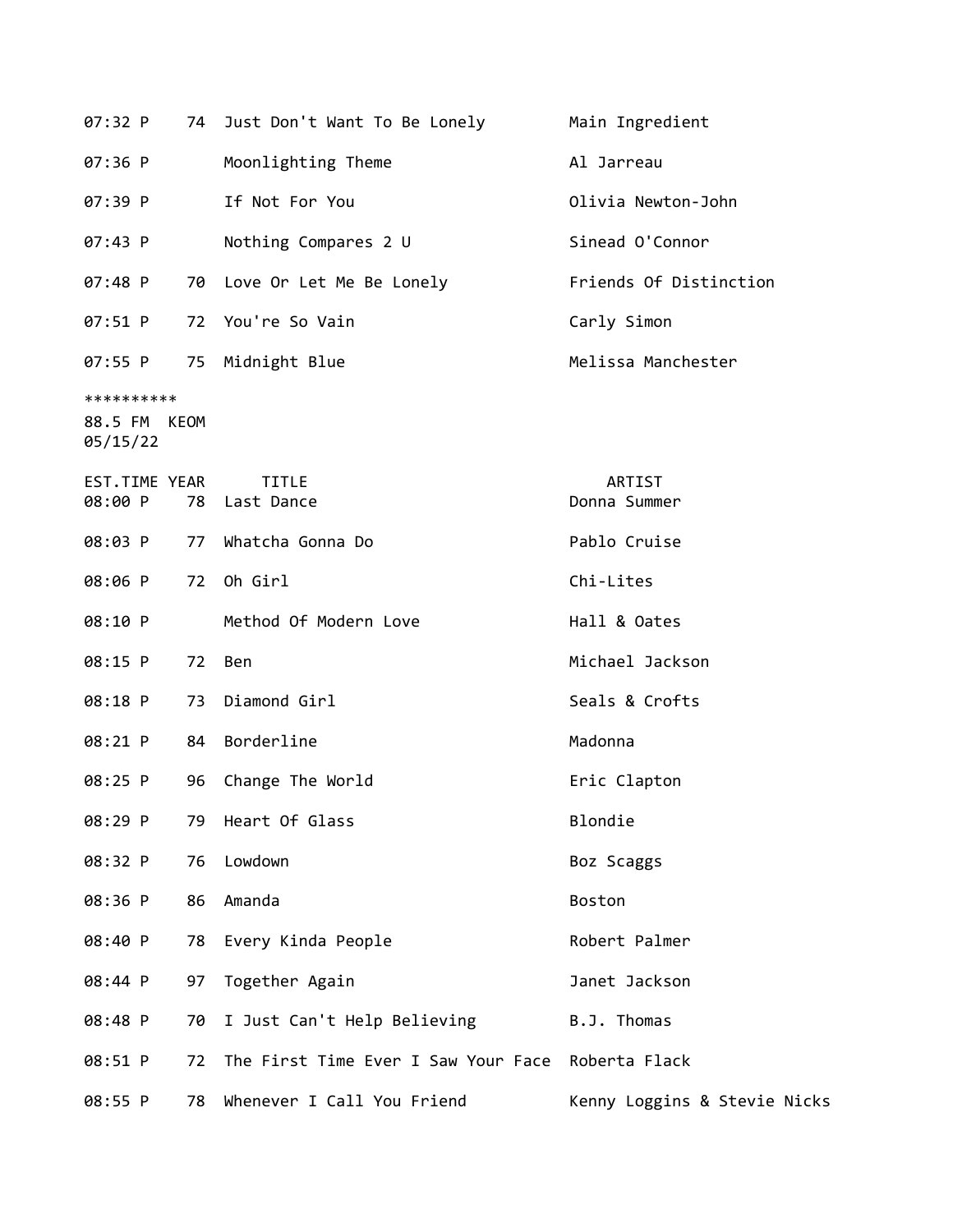| EST.TIME | YEAR | TITLE | ARTIST |
|---|---|---|---|
| 07:32 P | 74 | Just Don't Want To Be Lonely | Main Ingredient |
| 07:36 P | | Moonlighting Theme | Al Jarreau |
| 07:39 P | | If Not For You | Olivia Newton-John |
| 07:43 P | | Nothing Compares 2 U | Sinead O'Connor |
| 07:48 P | 70 | Love Or Let Me Be Lonely | Friends Of Distinction |
| 07:51 P | 72 | You're So Vain | Carly Simon |
| 07:55 P | 75 | Midnight Blue | Melissa Manchester |

**********
88.5 FM KEOM
05/15/22

| EST.TIME | YEAR | TITLE | ARTIST |
|---|---|---|---|
| 08:00 P | 78 | Last Dance | Donna Summer |
| 08:03 P | 77 | Whatcha Gonna Do | Pablo Cruise |
| 08:06 P | 72 | Oh Girl | Chi-Lites |
| 08:10 P | | Method Of Modern Love | Hall & Oates |
| 08:15 P | 72 | Ben | Michael Jackson |
| 08:18 P | 73 | Diamond Girl | Seals & Crofts |
| 08:21 P | 84 | Borderline | Madonna |
| 08:25 P | 96 | Change The World | Eric Clapton |
| 08:29 P | 79 | Heart Of Glass | Blondie |
| 08:32 P | 76 | Lowdown | Boz Scaggs |
| 08:36 P | 86 | Amanda | Boston |
| 08:40 P | 78 | Every Kinda People | Robert Palmer |
| 08:44 P | 97 | Together Again | Janet Jackson |
| 08:48 P | 70 | I Just Can't Help Believing | B.J. Thomas |
| 08:51 P | 72 | The First Time Ever I Saw Your Face | Roberta Flack |
| 08:55 P | 78 | Whenever I Call You Friend | Kenny Loggins & Stevie Nicks |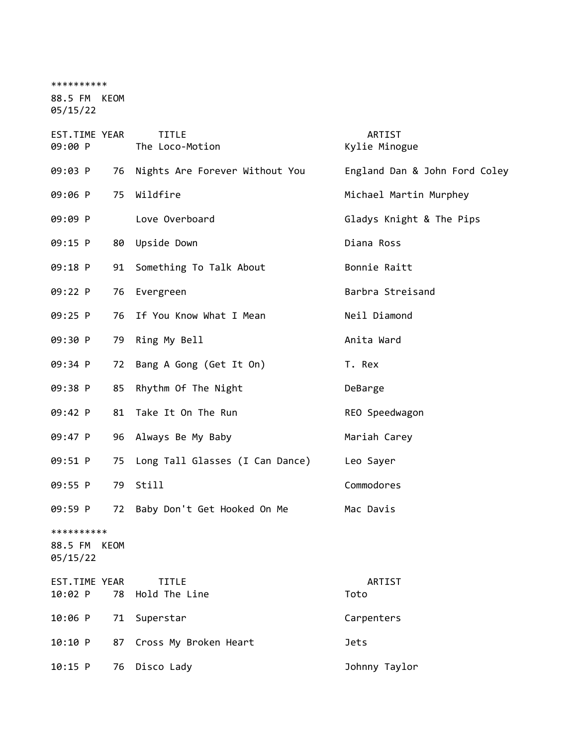**********
88.5 FM KEOM
05/15/22

| EST.TIME | YEAR | TITLE | ARTIST |
|---|---|---|---|
| 09:00 P | | The Loco-Motion | Kylie Minogue |
| 09:03 P | 76 | Nights Are Forever Without You | England Dan & John Ford Coley |
| 09:06 P | 75 | Wildfire | Michael Martin Murphey |
| 09:09 P | | Love Overboard | Gladys Knight & The Pips |
| 09:15 P | 80 | Upside Down | Diana Ross |
| 09:18 P | 91 | Something To Talk About | Bonnie Raitt |
| 09:22 P | 76 | Evergreen | Barbra Streisand |
| 09:25 P | 76 | If You Know What I Mean | Neil Diamond |
| 09:30 P | 79 | Ring My Bell | Anita Ward |
| 09:34 P | 72 | Bang A Gong (Get It On) | T. Rex |
| 09:38 P | 85 | Rhythm Of The Night | DeBarge |
| 09:42 P | 81 | Take It On The Run | REO Speedwagon |
| 09:47 P | 96 | Always Be My Baby | Mariah Carey |
| 09:51 P | 75 | Long Tall Glasses (I Can Dance) | Leo Sayer |
| 09:55 P | 79 | Still | Commodores |
| 09:59 P | 72 | Baby Don't Get Hooked On Me | Mac Davis |

**********
88.5 FM KEOM
05/15/22

| EST.TIME | YEAR | TITLE | ARTIST |
|---|---|---|---|
| 10:02 P | 78 | Hold The Line | Toto |
| 10:06 P | 71 | Superstar | Carpenters |
| 10:10 P | 87 | Cross My Broken Heart | Jets |
| 10:15 P | 76 | Disco Lady | Johnny Taylor |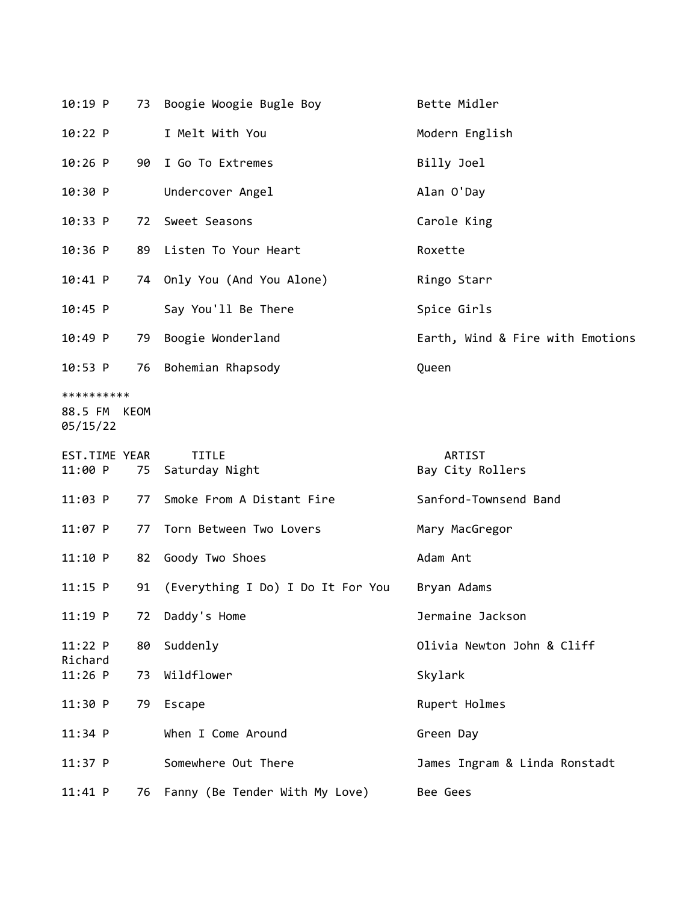| EST.TIME | YEAR | TITLE | ARTIST |
|---|---|---|---|
| 10:19 P | 73 | Boogie Woogie Bugle Boy | Bette Midler |
| 10:22 P | | I Melt With You | Modern English |
| 10:26 P | 90 | I Go To Extremes | Billy Joel |
| 10:30 P | | Undercover Angel | Alan O'Day |
| 10:33 P | 72 | Sweet Seasons | Carole King |
| 10:36 P | 89 | Listen To Your Heart | Roxette |
| 10:41 P | 74 | Only You (And You Alone) | Ringo Starr |
| 10:45 P | | Say You'll Be There | Spice Girls |
| 10:49 P | 79 | Boogie Wonderland | Earth, Wind & Fire with Emotions |
| 10:53 P | 76 | Bohemian Rhapsody | Queen |

**********
88.5 FM KEOM
05/15/22

| EST.TIME | YEAR | TITLE | ARTIST |
|---|---|---|---|
| 11:00 P | 75 | Saturday Night | Bay City Rollers |
| 11:03 P | 77 | Smoke From A Distant Fire | Sanford-Townsend Band |
| 11:07 P | 77 | Torn Between Two Lovers | Mary MacGregor |
| 11:10 P | 82 | Goody Two Shoes | Adam Ant |
| 11:15 P | 91 | (Everything I Do) I Do It For You | Bryan Adams |
| 11:19 P | 72 | Daddy's Home | Jermaine Jackson |
| 11:22 P | 80 | Suddenly | Olivia Newton John & Cliff Richard |
| 11:26 P | 73 | Wildflower | Skylark |
| 11:30 P | 79 | Escape | Rupert Holmes |
| 11:34 P | | When I Come Around | Green Day |
| 11:37 P | | Somewhere Out There | James Ingram & Linda Ronstadt |
| 11:41 P | 76 | Fanny (Be Tender With My Love) | Bee Gees |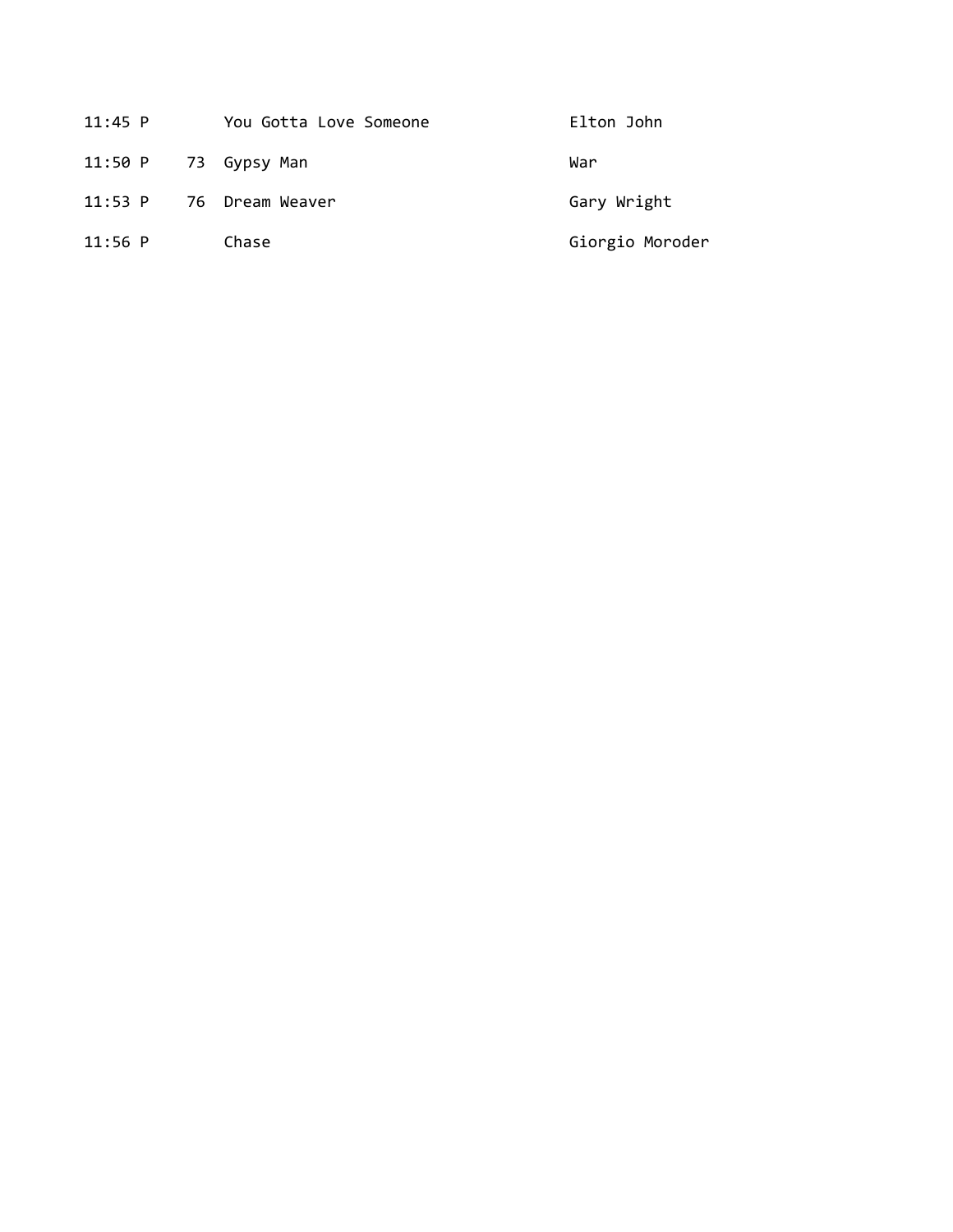| | | | |
|---|---|---|---|
| 11:45 P | | You Gotta Love Someone | Elton John |
| 11:50 P | 73 | Gypsy Man | War |
| 11:53 P | 76 | Dream Weaver | Gary Wright |
| 11:56 P | | Chase | Giorgio Moroder |